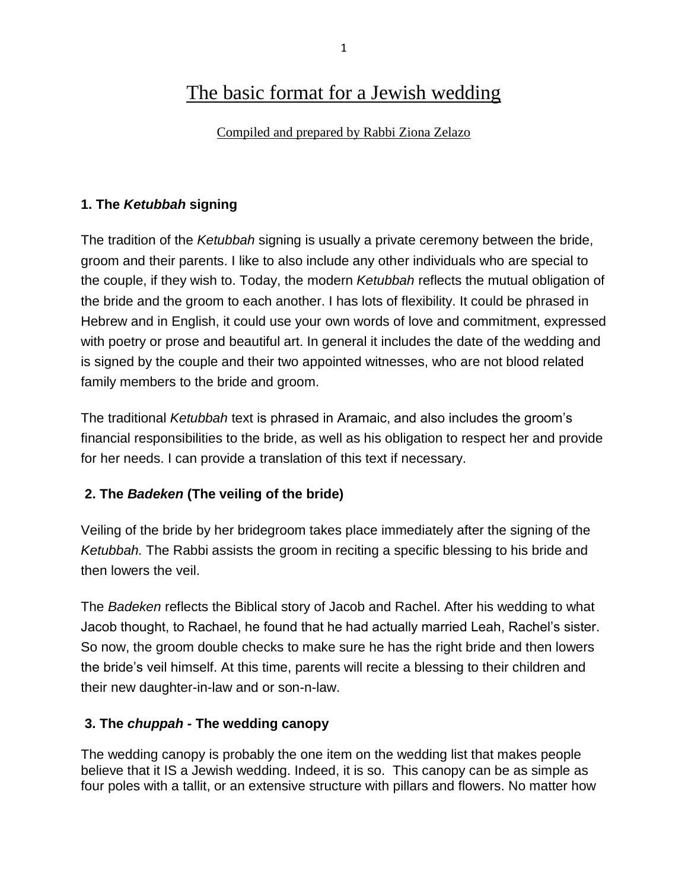# The basic format for a Jewish wedding

Compiled and prepared by Rabbi Ziona Zelazo

## 1. The *Ketubbah* signing

The tradition of the *Ketubbah* signing is usually a private ceremony between the bride, groom and their parents. I like to also include any other individuals who are special to the couple, if they wish to. Today, the modern *Ketubbah* reflects the mutual obligation of the bride and the groom to each another. I has lots of flexibility. It could be phrased in Hebrew and in English, it could use your own words of love and commitment, expressed with poetry or prose and beautiful art. In general it includes the date of the wedding and is signed by the couple and their two appointed witnesses, who are not blood related family members to the bride and groom.

The traditional *Ketubbah* text is phrased in Aramaic, and also includes the groom's financial responsibilities to the bride, as well as his obligation to respect her and provide for her needs. I can provide a translation of this text if necessary.

## 2. The *Badeken* (The veiling of the bride)

Veiling of the bride by her bridegroom takes place immediately after the signing of the *Ketubbah.* The Rabbi assists the groom in reciting a specific blessing to his bride and then lowers the veil.

The *Badeken* reflects the Biblical story of Jacob and Rachel. After his wedding to what Jacob thought, to Rachael, he found that he had actually married Leah, Rachel's sister. So now, the groom double checks to make sure he has the right bride and then lowers the bride's veil himself. At this time, parents will recite a blessing to their children and their new daughter-in-law and or son-n-law.

## 3. The *chuppah* - The wedding canopy

The wedding canopy is probably the one item on the wedding list that makes people believe that it IS a Jewish wedding. Indeed, it is so. This canopy can be as simple as four poles with a tallit, or an extensive structure with pillars and flowers. No matter how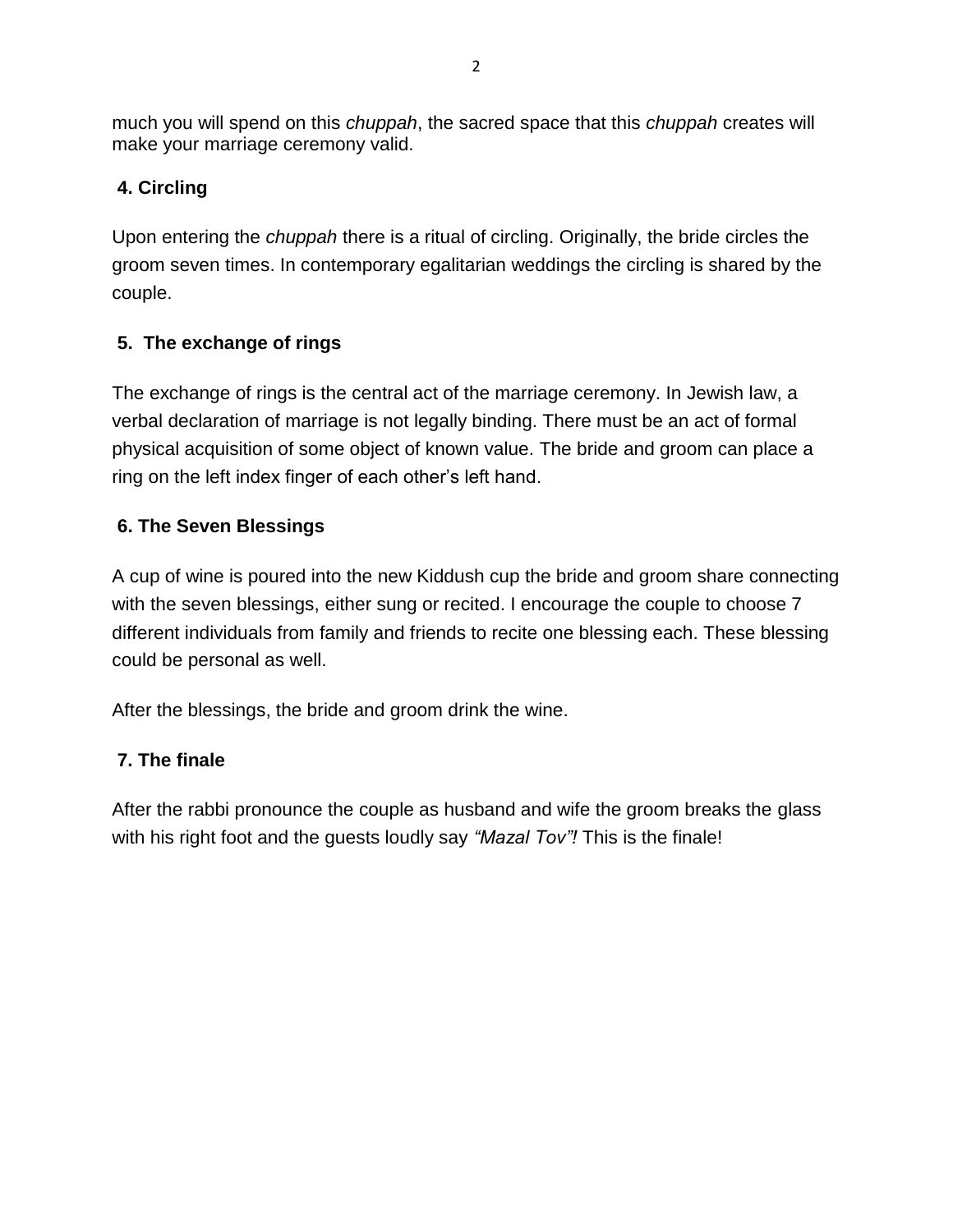much you will spend on this *chuppah*, the sacred space that this *chuppah* creates will make your marriage ceremony valid.

### 4. Circling

Upon entering the *chuppah* there is a ritual of circling. Originally, the bride circles the groom seven times. In contemporary egalitarian weddings the circling is shared by the couple.

### 5. The exchange of rings

The exchange of rings is the central act of the marriage ceremony. In Jewish law, a verbal declaration of marriage is not legally binding. There must be an act of formal physical acquisition of some object of known value. The bride and groom can place a ring on the left index finger of each other's left hand.

### 6. The Seven Blessings

A cup of wine is poured into the new Kiddush cup the bride and groom share connecting with the seven blessings, either sung or recited. I encourage the couple to choose 7 different individuals from family and friends to recite one blessing each. These blessing could be personal as well.

After the blessings, the bride and groom drink the wine.

### 7. The finale

After the rabbi pronounce the couple as husband and wife the groom breaks the glass with his right foot and the guests loudly say *"Mazal Tov"!* This is the finale!